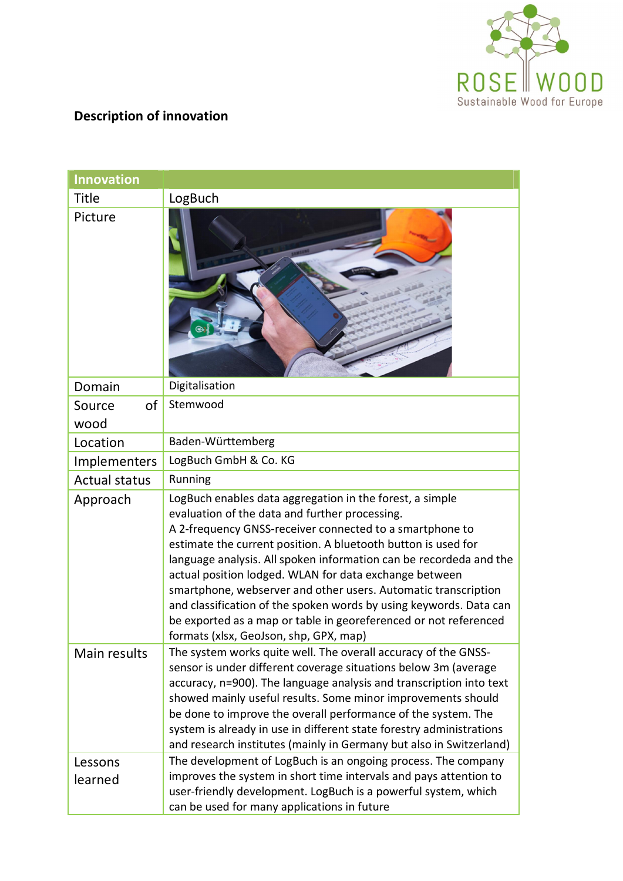**Description of innovation**

| Innovation | |
|---|---|
| Title | LogBuch |
| Picture | |
| Domain | Digitalisation |
| Source of wood | Stemwood |
| Location | Baden-Württemberg |
| Implementers | LogBuch GmbH & Co. KG |
| Actual status | Running |
| Approach | LogBuch enables data aggregation in the forest, a simple evaluation of the data and further processing. A 2-frequency GNSS-receiver connected to a smartphone to estimate the current position. A bluetooth button is used for language analysis. All spoken information can be recordeda and the actual position lodged. WLAN for data exchange between smartphone, webserver and other users. Automatic transcription and classification of the spoken words by using keywords. Data can be exported as a map or table in georeferenced or not referenced formats (xlsx, GeoJson, shp, GPX, map) |
| Main results | The system works quite well. The overall accuracy of the GNSS-sensor is under different coverage situations below 3m (average accuracy, n=900). The language analysis and transcription into text showed mainly useful results. Some minor improvements should be done to improve the overall performance of the system. The system is already in use in different state forestry administrations and research institutes (mainly in Germany but also in Switzerland) |
| Lessons learned | The development of LogBuch is an ongoing process. The company improves the system in short time intervals and pays attention to user-friendly development. LogBuch is a powerful system, which can be used for many applications in future |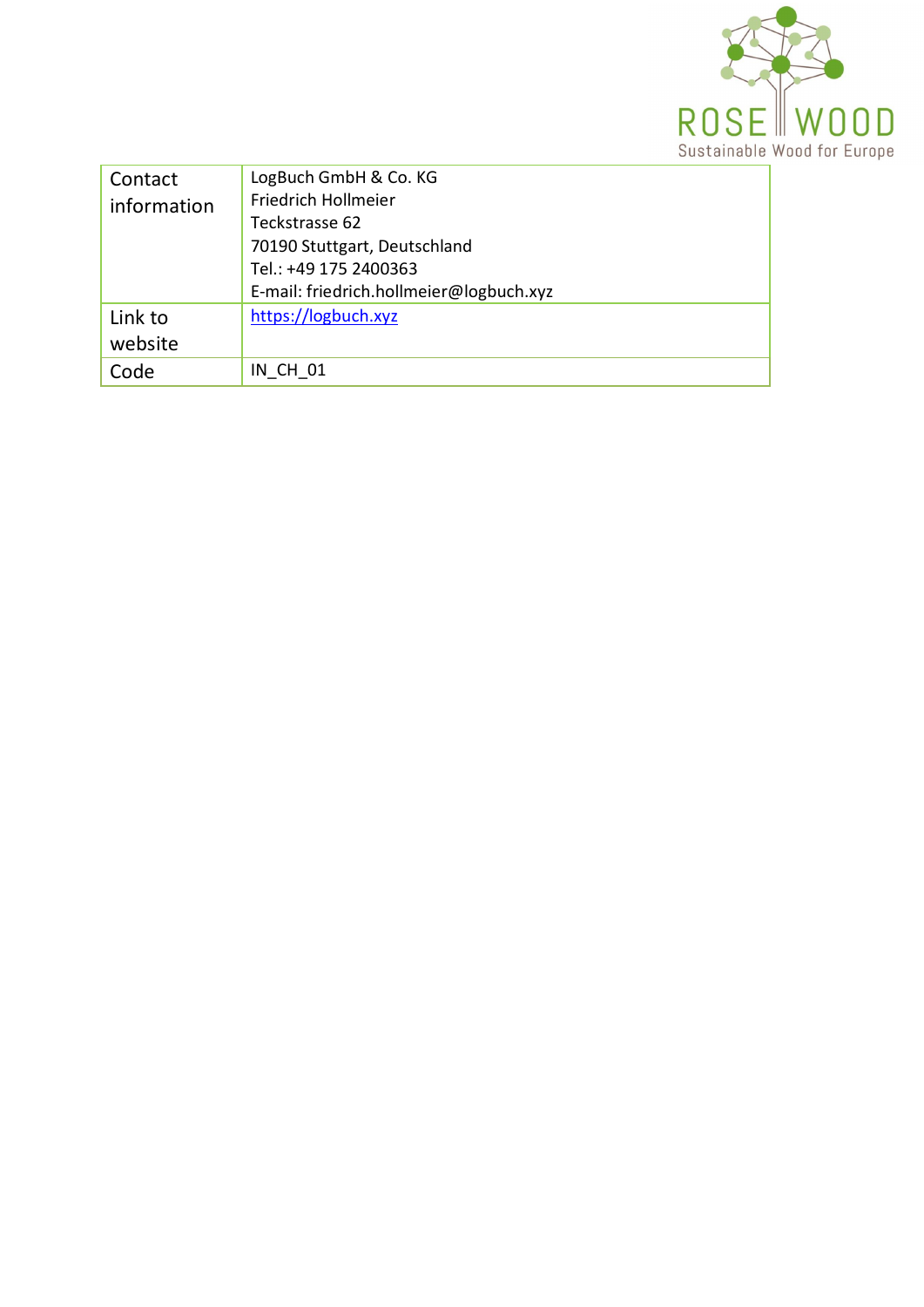| Contact information | LogBuch GmbH & Co. KG<br>Friedrich Hollmeier<br>Teckstrasse 62<br>70190 Stuttgart, Deutschland<br>Tel.: +49 175 2400363<br>E-mail: friedrich.hollmeier@logbuch.xyz |
|---|---|
| Link to website | https://logbuch.xyz |
| Code | IN_CH_01 |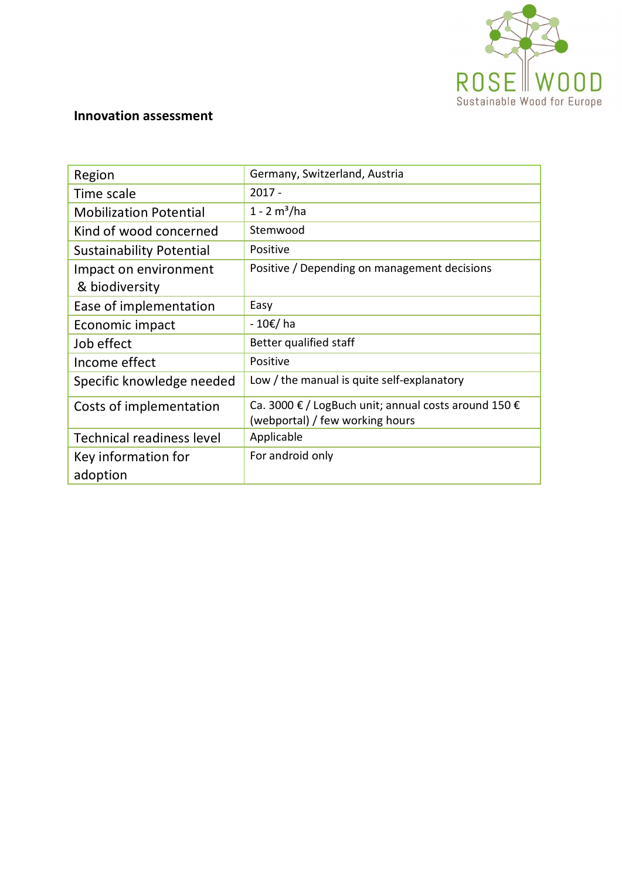**Innovation assessment**

| | |
|---|---|
| Region | Germany, Switzerland, Austria |
| Time scale | 2017 - |
| Mobilization Potential | 1 - 2 m³/ha |
| Kind of wood concerned | Stemwood |
| Sustainability Potential | Positive |
| Impact on environment & biodiversity | Positive / Depending on management decisions |
| Ease of implementation | Easy |
| Economic impact | - 10€/ ha |
| Job effect | Better qualified staff |
| Income effect | Positive |
| Specific knowledge needed | Low / the manual is quite self-explanatory |
| Costs of implementation | Ca. 3000 € / LogBuch unit; annual costs around 150 € (webportal) / few working hours |
| Technical readiness level | Applicable |
| Key information for adoption | For android only |